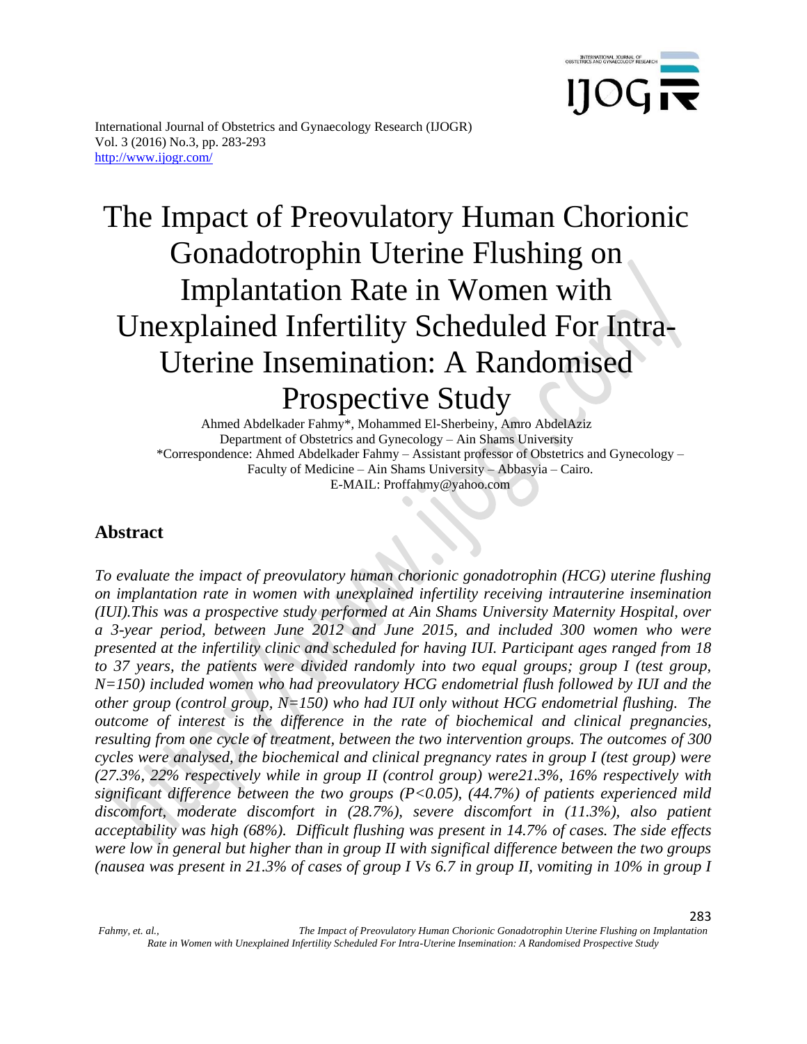# The Impact of Preovulatory Human Chorionic Gonadotrophin Uterine Flushing on Implantation Rate in Women with Unexplained Infertility Scheduled For Intra-Uterine Insemination: A Randomised Prospective Study

Ahmed Abdelkader Fahmy*, Mohammed El-Sherbeiny, Amro AbdelAziz

Department of Obstetrics and Gynecology – Ain Shams University

*Correspondence: Ahmed Abdelkader Fahmy – Assistant professor of Obstetrics and Gynecology – Faculty of Medicine – Ain Shams University – Abbasyia – Cairo.

E-MAIL: Proffahmy@yahoo.com

## Abstract

*To evaluate the impact of preovulatory human chorionic gonadotrophin (HCG) uterine flushing on implantation rate in women with unexplained infertility receiving intrauterine insemination (IUI).This was a prospective study performed at Ain Shams University Maternity Hospital, over a 3-year period, between June 2012 and June 2015, and included 300 women who were presented at the infertility clinic and scheduled for having IUI. Participant ages ranged from 18 to 37 years, the patients were divided randomly into two equal groups; group I (test group, N=150) included women who had preovulatory HCG endometrial flush followed by IUI and the other group (control group, N=150) who had IUI only without HCG endometrial flushing. The outcome of interest is the difference in the rate of biochemical and clinical pregnancies, resulting from one cycle of treatment, between the two intervention groups. The outcomes of 300 cycles were analysed, the biochemical and clinical pregnancy rates in group I (test group) were (27.3%, 22% respectively while in group II (control group) were21.3%, 16% respectively with significant difference between the two groups ($P<0.05$), (44.7%) of patients experienced mild discomfort, moderate discomfort in (28.7%), severe discomfort in (11.3%), also patient acceptability was high (68%). Difficult flushing was present in 14.7% of cases. The side effects were low in general but higher than in group II with significal difference between the two groups (nausea was present in 21.3% of cases of group I Vs 6.7 in group II, vomiting in 10% in group I*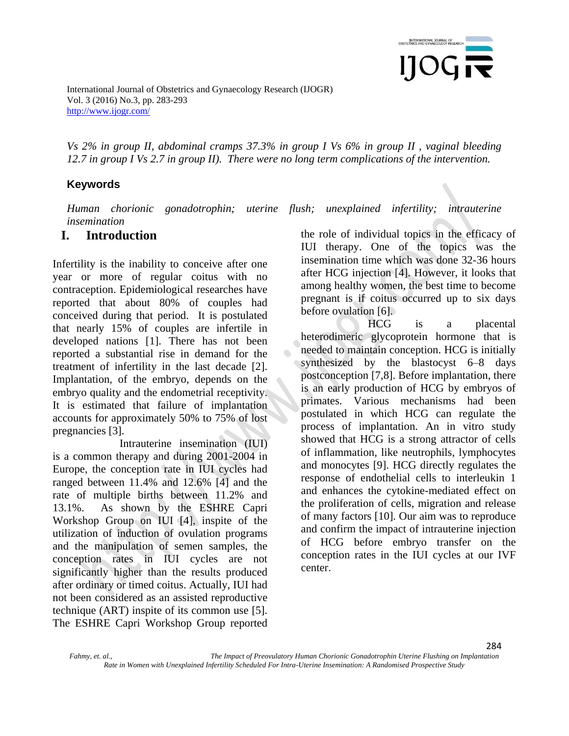*Vs 2% in group II, abdominal cramps 37.3% in group I Vs 6% in group II , vaginal bleeding 12.7 in group I Vs 2.7 in group II). There were no long term complications of the intervention.*

### Keywords

*Human chorionic gonadotrophin; uterine flush; unexplained infertility; intrauterine insemination*

## I. Introduction

Infertility is the inability to conceive after one year or more of regular coitus with no contraception. Epidemiological researches have reported that about 80% of couples had conceived during that period. It is postulated that nearly 15% of couples are infertile in developed nations [1]. There has not been reported a substantial rise in demand for the treatment of infertility in the last decade [2]. Implantation, of the embryo, depends on the embryo quality and the endometrial receptivity. It is estimated that failure of implantation accounts for approximately 50% to 75% of lost pregnancies [3].

Intrauterine insemination (IUI) is a common therapy and during 2001-2004 in Europe, the conception rate in IUI cycles had ranged between 11.4% and 12.6% [4] and the rate of multiple births between 11.2% and 13.1%. As shown by the ESHRE Capri Workshop Group on IUI [4], inspite of the utilization of induction of ovulation programs and the manipulation of semen samples, the conception rates in IUI cycles are not significantly higher than the results produced after ordinary or timed coitus. Actually, IUI had not been considered as an assisted reproductive technique (ART) inspite of its common use [5]. The ESHRE Capri Workshop Group reported the role of individual topics in the efficacy of IUI therapy. One of the topics was the insemination time which was done 32-36 hours after HCG injection [4]. However, it looks that among healthy women, the best time to become pregnant is if coitus occurred up to six days before ovulation [6].

HCG is a placental heterodimeric glycoprotein hormone that is needed to maintain conception. HCG is initially synthesized by the blastocyst 6–8 days postconception [7,8]. Before implantation, there is an early production of HCG by embryos of primates. Various mechanisms had been postulated in which HCG can regulate the process of implantation. An in vitro study showed that HCG is a strong attractor of cells of inflammation, like neutrophils, lymphocytes and monocytes [9]. HCG directly regulates the response of endothelial cells to interleukin 1 and enhances the cytokine-mediated effect on the proliferation of cells, migration and release of many factors [10]. Our aim was to reproduce and confirm the impact of intrauterine injection of HCG before embryo transfer on the conception rates in the IUI cycles at our IVF center.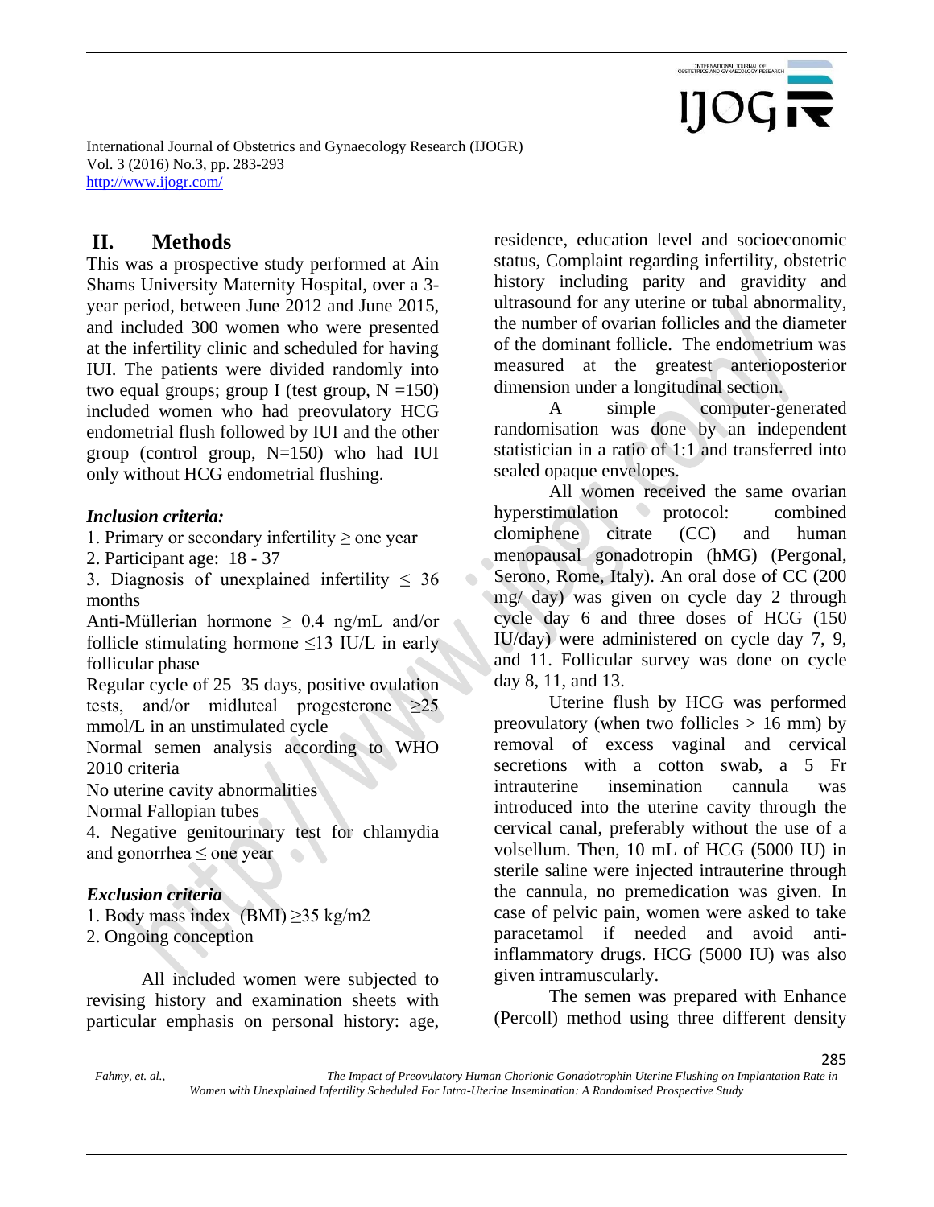## II. Methods

This was a prospective study performed at Ain Shams University Maternity Hospital, over a 3-year period, between June 2012 and June 2015, and included 300 women who were presented at the infertility clinic and scheduled for having IUI. The patients were divided randomly into two equal groups; group I (test group, N =150) included women who had preovulatory HCG endometrial flush followed by IUI and the other group (control group, N=150) who had IUI only without HCG endometrial flushing.

### *Inclusion criteria:*

1. Primary or secondary infertility ≥ one year
2. Participant age: 18 - 37
3. Diagnosis of unexplained infertility ≤ 36 months

Anti-Müllerian hormone ≥ 0.4 ng/mL and/or follicle stimulating hormone ≤13 IU/L in early follicular phase

Regular cycle of 25–35 days, positive ovulation tests, and/or midluteal progesterone ≥25 mmol/L in an unstimulated cycle

Normal semen analysis according to WHO 2010 criteria

No uterine cavity abnormalities

Normal Fallopian tubes

4. Negative genitourinary test for chlamydia and gonorrhea ≤ one year

### *Exclusion criteria*

1. Body mass index (BMI) ≥35 kg/m2
2. Ongoing conception

All included women were subjected to revising history and examination sheets with particular emphasis on personal history: age, residence, education level and socioeconomic status, Complaint regarding infertility, obstetric history including parity and gravidity and ultrasound for any uterine or tubal abnormality, the number of ovarian follicles and the diameter of the dominant follicle. The endometrium was measured at the greatest anterioposterior dimension under a longitudinal section.

A simple computer-generated randomisation was done by an independent statistician in a ratio of 1:1 and transferred into sealed opaque envelopes.

All women received the same ovarian hyperstimulation protocol: combined clomiphene citrate (CC) and human menopausal gonadotropin (hMG) (Pergonal, Serono, Rome, Italy). An oral dose of CC (200 mg/ day) was given on cycle day 2 through cycle day 6 and three doses of HCG (150 IU/day) were administered on cycle day 7, 9, and 11. Follicular survey was done on cycle day 8, 11, and 13.

Uterine flush by HCG was performed preovulatory (when two follicles > 16 mm) by removal of excess vaginal and cervical secretions with a cotton swab, a 5 Fr intrauterine insemination cannula was introduced into the uterine cavity through the cervical canal, preferably without the use of a volsellum. Then, 10 mL of HCG (5000 IU) in sterile saline were injected intrauterine through the cannula, no premedication was given. In case of pelvic pain, women were asked to take paracetamol if needed and avoid anti-inflammatory drugs. HCG (5000 IU) was also given intramuscularly.

The semen was prepared with Enhance (Percoll) method using three different density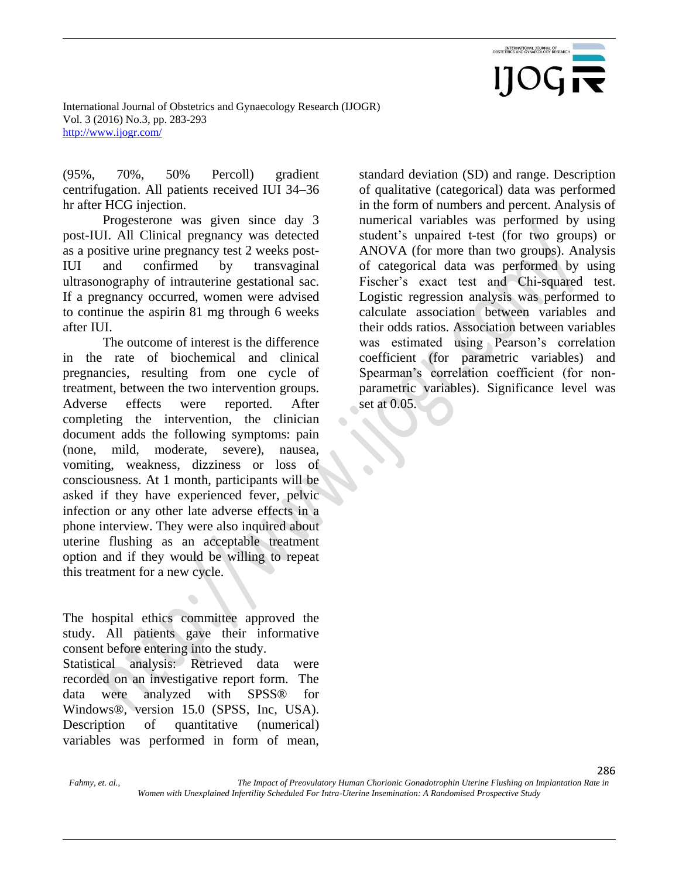(95%, 70%, 50% Percoll) gradient centrifugation. All patients received IUI 34–36 hr after HCG injection.

Progesterone was given since day 3 post-IUI. All Clinical pregnancy was detected as a positive urine pregnancy test 2 weeks post-IUI and confirmed by transvaginal ultrasonography of intrauterine gestational sac. If a pregnancy occurred, women were advised to continue the aspirin 81 mg through 6 weeks after IUI.

The outcome of interest is the difference in the rate of biochemical and clinical pregnancies, resulting from one cycle of treatment, between the two intervention groups. Adverse effects were reported. After completing the intervention, the clinician document adds the following symptoms: pain (none, mild, moderate, severe), nausea, vomiting, weakness, dizziness or loss of consciousness. At 1 month, participants will be asked if they have experienced fever, pelvic infection or any other late adverse effects in a phone interview. They were also inquired about uterine flushing as an acceptable treatment option and if they would be willing to repeat this treatment for a new cycle.

The hospital ethics committee approved the study. All patients gave their informative consent before entering into the study.

Statistical analysis: Retrieved data were recorded on an investigative report form. The data were analyzed with SPSS® for Windows®, version 15.0 (SPSS, Inc, USA). Description of quantitative (numerical) variables was performed in form of mean, standard deviation (SD) and range. Description of qualitative (categorical) data was performed in the form of numbers and percent. Analysis of numerical variables was performed by using student's unpaired t-test (for two groups) or ANOVA (for more than two groups). Analysis of categorical data was performed by using Fischer's exact test and Chi-squared test. Logistic regression analysis was performed to calculate association between variables and their odds ratios. Association between variables was estimated using Pearson's correlation coefficient (for parametric variables) and Spearman's correlation coefficient (for non-parametric variables). Significance level was set at 0.05.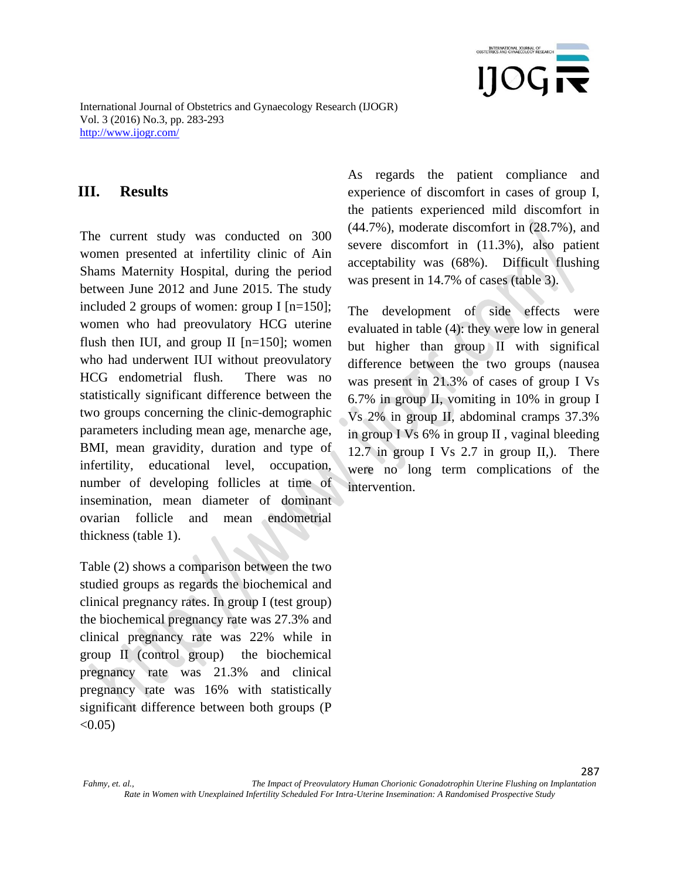## III. Results

The current study was conducted on 300 women presented at infertility clinic of Ain Shams Maternity Hospital, during the period between June 2012 and June 2015. The study included 2 groups of women: group I [n=150]; women who had preovulatory HCG uterine flush then IUI, and group II [n=150]; women who had underwent IUI without preovulatory HCG endometrial flush. There was no statistically significant difference between the two groups concerning the clinic-demographic parameters including mean age, menarche age, BMI, mean gravidity, duration and type of infertility, educational level, occupation, number of developing follicles at time of insemination, mean diameter of dominant ovarian follicle and mean endometrial thickness (table 1).

Table (2) shows a comparison between the two studied groups as regards the biochemical and clinical pregnancy rates. In group I (test group) the biochemical pregnancy rate was 27.3% and clinical pregnancy rate was 22% while in group II (control group) the biochemical pregnancy rate was 21.3% and clinical pregnancy rate was 16% with statistically significant difference between both groups ($P < 0.05$)

As regards the patient compliance and experience of discomfort in cases of group I, the patients experienced mild discomfort in (44.7%), moderate discomfort in (28.7%), and severe discomfort in (11.3%), also patient acceptability was (68%). Difficult flushing was present in 14.7% of cases (table 3).

The development of side effects were evaluated in table (4): they were low in general but higher than group II with significal difference between the two groups (nausea was present in 21.3% of cases of group I Vs 6.7% in group II, vomiting in 10% in group I Vs 2% in group II, abdominal cramps 37.3% in group I Vs 6% in group II , vaginal bleeding 12.7 in group I Vs 2.7 in group II,). There were no long term complications of the intervention.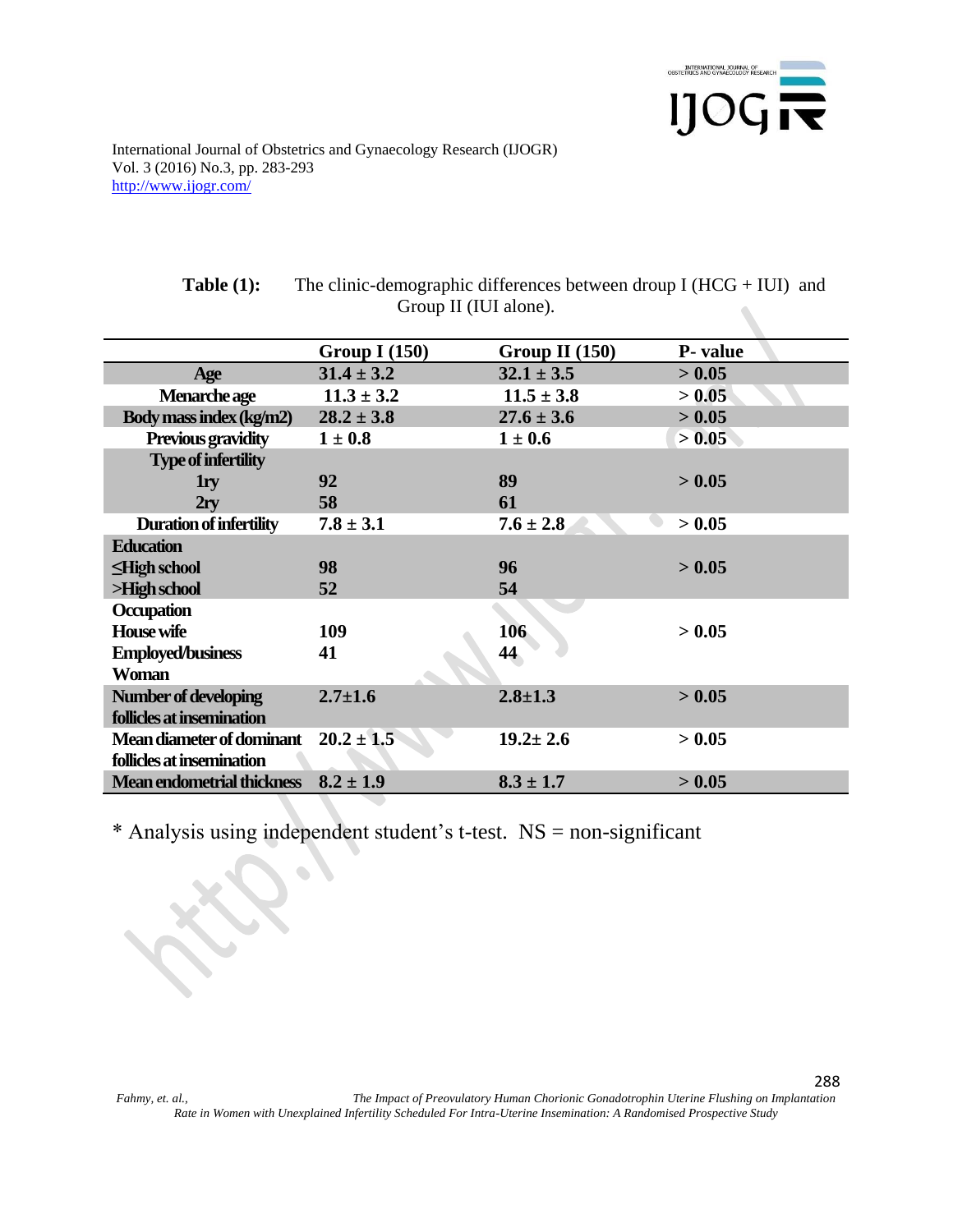**Table (1):** The clinic-demographic differences between drоup I (HCG + IUI) and Group II (IUI alone).

| | Group I (150) | Group II (150) | P- value |
|---|---|---|---|
| Age | 31.4 ± 3.2 | 32.1 ± 3.5 | > 0.05 |
| Menarche age | 11.3 ± 3.2 | 11.5 ± 3.8 | > 0.05 |
| Body mass index (kg/m2) | 28.2 ± 3.8 | 27.6 ± 3.6 | > 0.05 |
| Previous gravidity | 1 ± 0.8 | 1 ± 0.6 | > 0.05 |
| Type of infertility | | | |
| 1ry | 92 | 89 | > 0.05 |
| 2ry | 58 | 61 | |
| Duration of infertility | 7.8 ± 3.1 | 7.6 ± 2.8 | > 0.05 |
| Education | | | |
| ≤High school | 98 | 96 | > 0.05 |
| >High school | 52 | 54 | |
| Occupation | | | |
| House wife | 109 | 106 | > 0.05 |
| Employed/business Woman | 41 | 44 | |
| Number of developing follicles at insemination | 2.7±1.6 | 2.8±1.3 | > 0.05 |
| Mean diameter of dominant follicles at insemination | 20.2 ± 1.5 | 19.2± 2.6 | > 0.05 |
| Mean endometrial thickness | 8.2 ± 1.9 | 8.3 ± 1.7 | > 0.05 |

* Analysis using independent student's t-test. NS = non-significant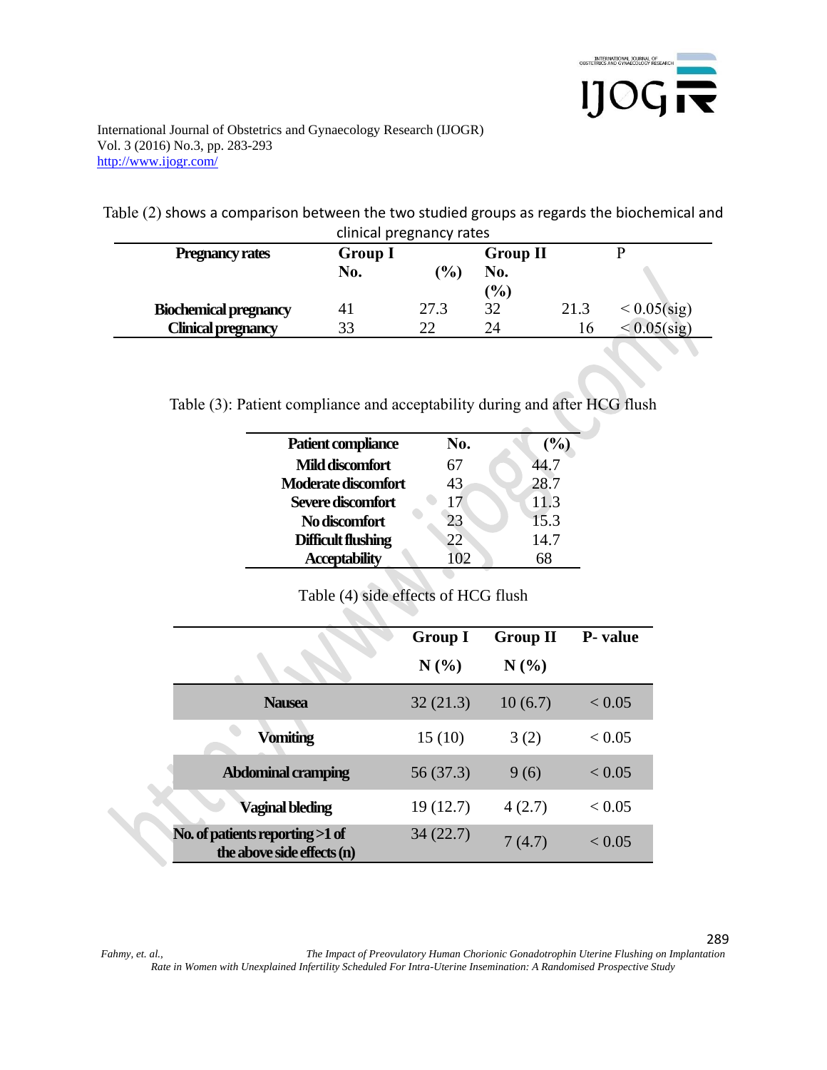Table (2) shows a comparison between the two studied groups as regards the biochemical and clinical pregnancy rates

| Pregnancy rates | Group I | | Group II | | P |
|---|---|---|---|---|---|
| | No. | (%) | No. | (%) | |
| **Biochemical pregnancy** | 41 | 27.3 | 32 | 21.3 | < 0.05(sig) |
| **Clinical pregnancy** | 33 | 22 | 24 | 16 | < 0.05(sig) |

Table (3): Patient compliance and acceptability during and after HCG flush

| Patient compliance | No. | (%) |
|---|---|---|
| **Mild discomfort** | 67 | 44.7 |
| **Moderate discomfort** | 43 | 28.7 |
| **Severe discomfort** | 17 | 11.3 |
| **No discomfort** | 23 | 15.3 |
| **Difficult flushing** | 22 | 14.7 |
| **Acceptability** | 102 | 68 |

Table (4) side effects of HCG flush

| | Group I N (%) | Group II N (%) | P- value |
|---|---|---|---|
| **Nausea** | 32 (21.3) | 10 (6.7) | < 0.05 |
| **Vomiting** | 15 (10) | 3 (2) | < 0.05 |
| **Abdominal cramping** | 56 (37.3) | 9 (6) | < 0.05 |
| **Vaginal bleding** | 19 (12.7) | 4 (2.7) | < 0.05 |
| **No. of patients reporting >1 of the above side effects (n)** | 34 (22.7) | 7 (4.7) | < 0.05 |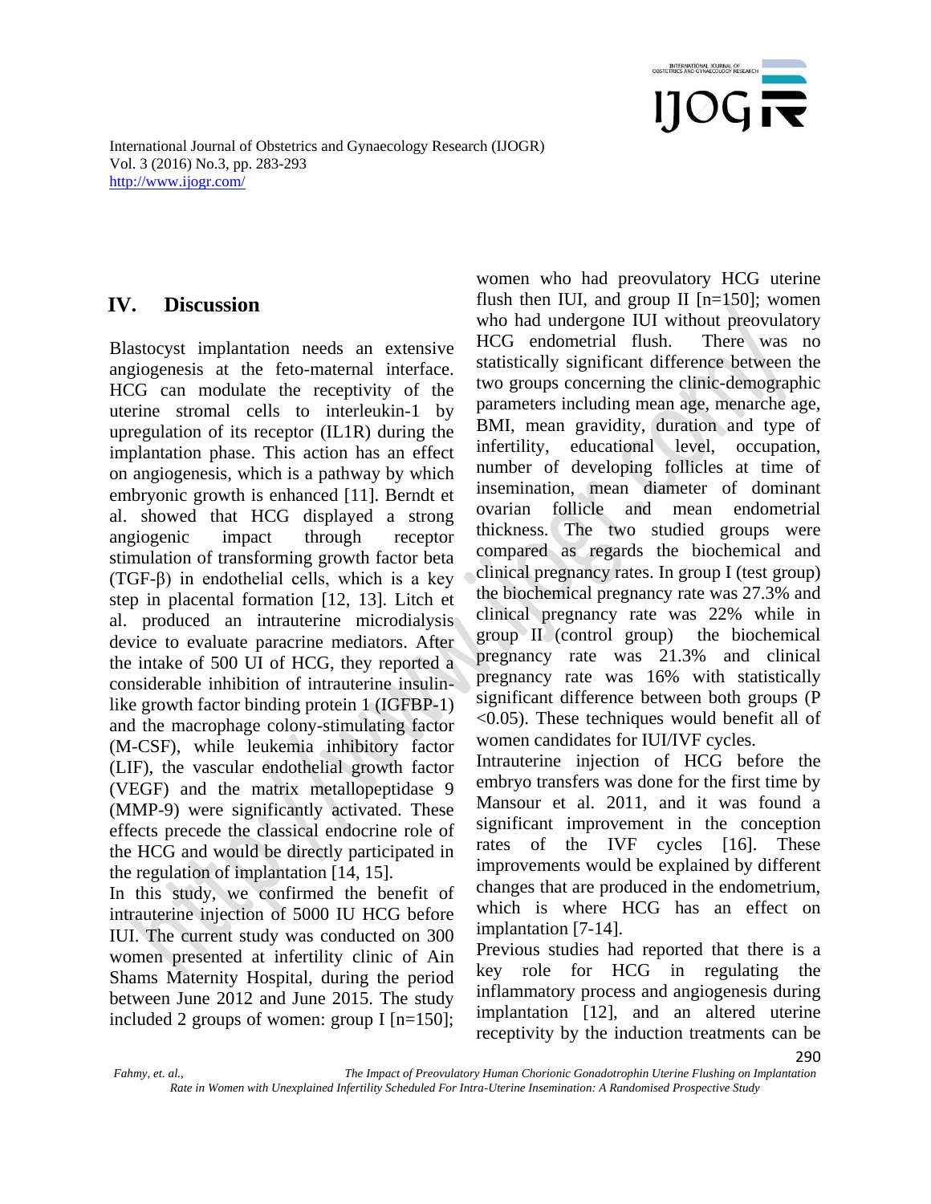## IV. Discussion

Blastocyst implantation needs an extensive angiogenesis at the feto-maternal interface. HCG can modulate the receptivity of the uterine stromal cells to interleukin-1 by upregulation of its receptor (IL1R) during the implantation phase. This action has an effect on angiogenesis, which is a pathway by which embryonic growth is enhanced [11]. Berndt et al. showed that HCG displayed a strong angiogenic impact through receptor stimulation of transforming growth factor beta (TGF-β) in endothelial cells, which is a key step in placental formation [12, 13]. Litch et al. produced an intrauterine microdialysis device to evaluate paracrine mediators. After the intake of 500 UI of HCG, they reported a considerable inhibition of intrauterine insulin-like growth factor binding protein 1 (IGFBP-1) and the macrophage colony-stimulating factor (M-CSF), while leukemia inhibitory factor (LIF), the vascular endothelial growth factor (VEGF) and the matrix metallopeptidase 9 (MMP-9) were significantly activated. These effects precede the classical endocrine role of the HCG and would be directly participated in the regulation of implantation [14, 15].

In this study, we confirmed the benefit of intrauterine injection of 5000 IU HCG before IUI. The current study was conducted on 300 women presented at infertility clinic of Ain Shams Maternity Hospital, during the period between June 2012 and June 2015. The study included 2 groups of women: group I [n=150]; women who had preovulatory HCG uterine flush then IUI, and group II [n=150]; women who had undergone IUI without preovulatory HCG endometrial flush. There was no statistically significant difference between the two groups concerning the clinic-demographic parameters including mean age, menarche age, BMI, mean gravidity, duration and type of infertility, educational level, occupation, number of developing follicles at time of insemination, mean diameter of dominant ovarian follicle and mean endometrial thickness. The two studied groups were compared as regards the biochemical and clinical pregnancy rates. In group I (test group) the biochemical pregnancy rate was 27.3% and clinical pregnancy rate was 22% while in group II (control group) the biochemical pregnancy rate was 21.3% and clinical pregnancy rate was 16% with statistically significant difference between both groups ($P < 0.05$). These techniques would benefit all of women candidates for IUI/IVF cycles.

Intrauterine injection of HCG before the embryo transfers was done for the first time by Mansour et al. 2011, and it was found a significant improvement in the conception rates of the IVF cycles [16]. These improvements would be explained by different changes that are produced in the endometrium, which is where HCG has an effect on implantation [7-14].

Previous studies had reported that there is a key role for HCG in regulating the inflammatory process and angiogenesis during implantation [12], and an altered uterine receptivity by the induction treatments can be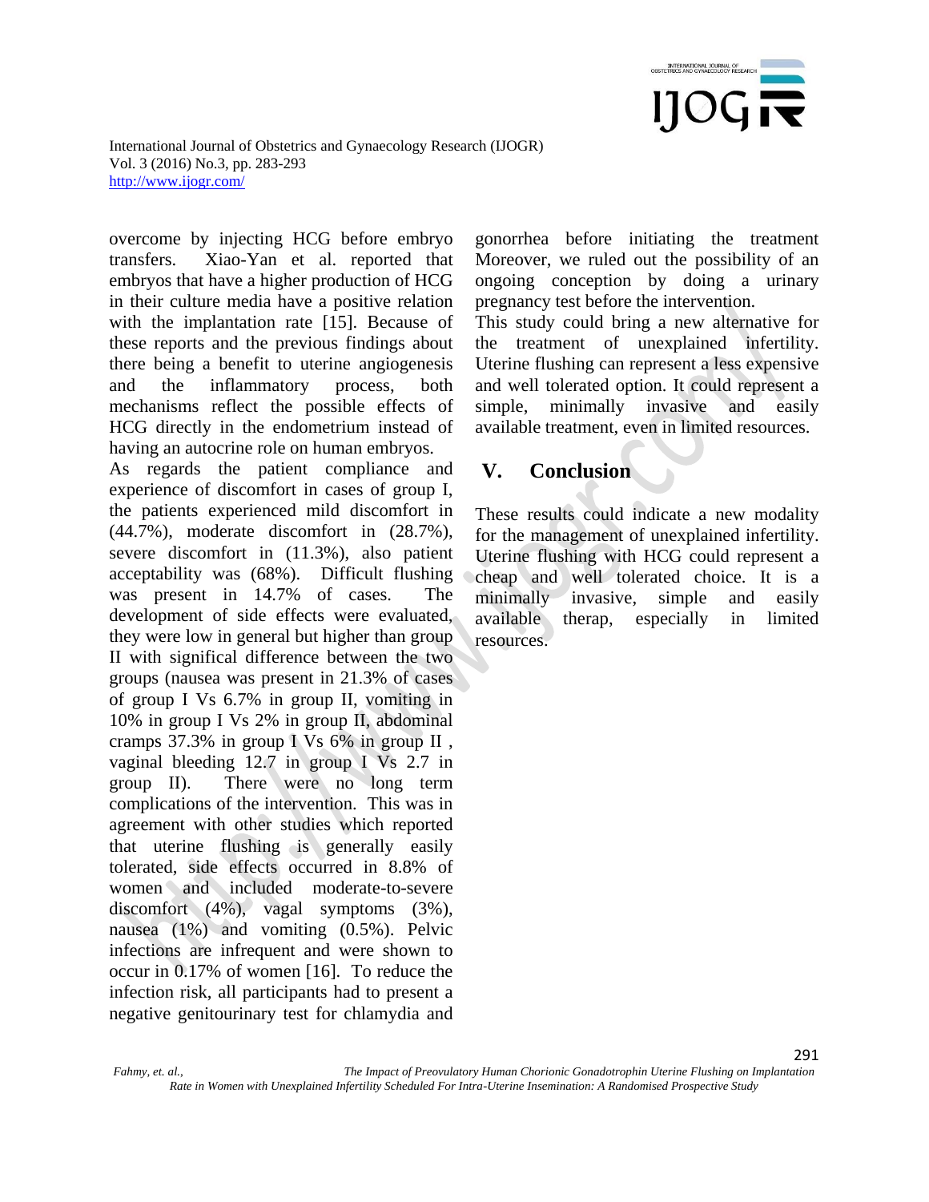overcome by injecting HCG before embryo transfers. Xiao-Yan et al. reported that embryos that have a higher production of HCG in their culture media have a positive relation with the implantation rate [15]. Because of these reports and the previous findings about there being a benefit to uterine angiogenesis and the inflammatory process, both mechanisms reflect the possible effects of HCG directly in the endometrium instead of having an autocrine role on human embryos.

As regards the patient compliance and experience of discomfort in cases of group I, the patients experienced mild discomfort in (44.7%), moderate discomfort in (28.7%), severe discomfort in (11.3%), also patient acceptability was (68%). Difficult flushing was present in 14.7% of cases. The development of side effects were evaluated, they were low in general but higher than group II with significal difference between the two groups (nausea was present in 21.3% of cases of group I Vs 6.7% in group II, vomiting in 10% in group I Vs 2% in group II, abdominal cramps 37.3% in group I Vs 6% in group II , vaginal bleeding 12.7 in group I Vs 2.7 in group II). There were no long term complications of the intervention. This was in agreement with other studies which reported that uterine flushing is generally easily tolerated, side effects occurred in 8.8% of women and included moderate-to-severe discomfort (4%), vagal symptoms (3%), nausea (1%) and vomiting (0.5%). Pelvic infections are infrequent and were shown to occur in 0.17% of women [16]. To reduce the infection risk, all participants had to present a negative genitourinary test for chlamydia and gonorrhea before initiating the treatment Moreover, we ruled out the possibility of an ongoing conception by doing a urinary pregnancy test before the intervention.

This study could bring a new alternative for the treatment of unexplained infertility. Uterine flushing can represent a less expensive and well tolerated option. It could represent a simple, minimally invasive and easily available treatment, even in limited resources.

## V. Conclusion

These results could indicate a new modality for the management of unexplained infertility. Uterine flushing with HCG could represent a cheap and well tolerated choice. It is a minimally invasive, simple and easily available therap, especially in limited resources.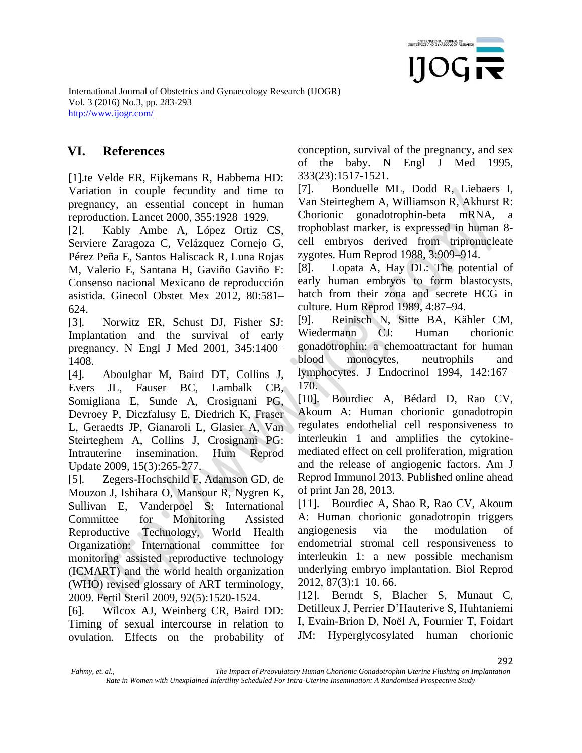## VI. References

[1].te Velde ER, Eijkemans R, Habbema HD: Variation in couple fecundity and time to pregnancy, an essential concept in human reproduction. Lancet 2000, 355:1928–1929.

[2]. Kably Ambe A, López Ortiz CS, Serviere Zaragoza C, Velázquez Cornejo G, Pérez Peña E, Santos Haliscack R, Luna Rojas M, Valerio E, Santana H, Gaviño Gaviño F: Consenso nacional Mexicano de reproducción asistida. Ginecol Obstet Mex 2012, 80:581–624.

[3]. Norwitz ER, Schust DJ, Fisher SJ: Implantation and the survival of early pregnancy. N Engl J Med 2001, 345:1400–1408.

[4]. Aboulghar M, Baird DT, Collins J, Evers JL, Fauser BC, Lambalk CB, Somigliana E, Sunde A, Crosignani PG, Devroey P, Diczfalusy E, Diedrich K, Fraser L, Geraedts JP, Gianaroli L, Glasier A, Van Steirteghem A, Collins J, Crosignani PG: Intrauterine insemination. Hum Reprod Update 2009, 15(3):265-277.

[5]. Zegers-Hochschild F, Adamson GD, de Mouzon J, Ishihara O, Mansour R, Nygren K, Sullivan E, Vanderpoel S: International Committee for Monitoring Assisted Reproductive Technology, World Health Organization: International committee for monitoring assisted reproductive technology (ICMART) and the world health organization (WHO) revised glossary of ART terminology, 2009. Fertil Steril 2009, 92(5):1520-1524.

[6]. Wilcox AJ, Weinberg CR, Baird DD: Timing of sexual intercourse in relation to ovulation. Effects on the probability of conception, survival of the pregnancy, and sex of the baby. N Engl J Med 1995, 333(23):1517-1521.

[7]. Bonduelle ML, Dodd R, Liebaers I, Van Steirteghem A, Williamson R, Akhurst R: Chorionic gonadotrophin-beta mRNA, a trophoblast marker, is expressed in human 8-cell embryos derived from tripronucleate zygotes. Hum Reprod 1988, 3:909–914.

[8]. Lopata A, Hay DL: The potential of early human embryos to form blastocysts, hatch from their zona and secrete HCG in culture. Hum Reprod 1989, 4:87–94.

[9]. Reinisch N, Sitte BA, Kähler CM, Wiedermann CJ: Human chorionic gonadotrophin: a chemoattractant for human blood monocytes, neutrophils and lymphocytes. J Endocrinol 1994, 142:167–170.

[10]. Bourdiec A, Bédard D, Rao CV, Akoum A: Human chorionic gonadotropin regulates endothelial cell responsiveness to interleukin 1 and amplifies the cytokine-mediated effect on cell proliferation, migration and the release of angiogenic factors. Am J Reprod Immunol 2013. Published online ahead of print Jan 28, 2013.

[11]. Bourdiec A, Shao R, Rao CV, Akoum A: Human chorionic gonadotropin triggers angiogenesis via the modulation of endometrial stromal cell responsiveness to interleukin 1: a new possible mechanism underlying embryo implantation. Biol Reprod 2012, 87(3):1–10. 66.

[12]. Berndt S, Blacher S, Munaut C, Detilleux J, Perrier D'Hauterive S, Huhtaniemi I, Evain-Brion D, Noël A, Fournier T, Foidart JM: Hyperglycosylated human chorionic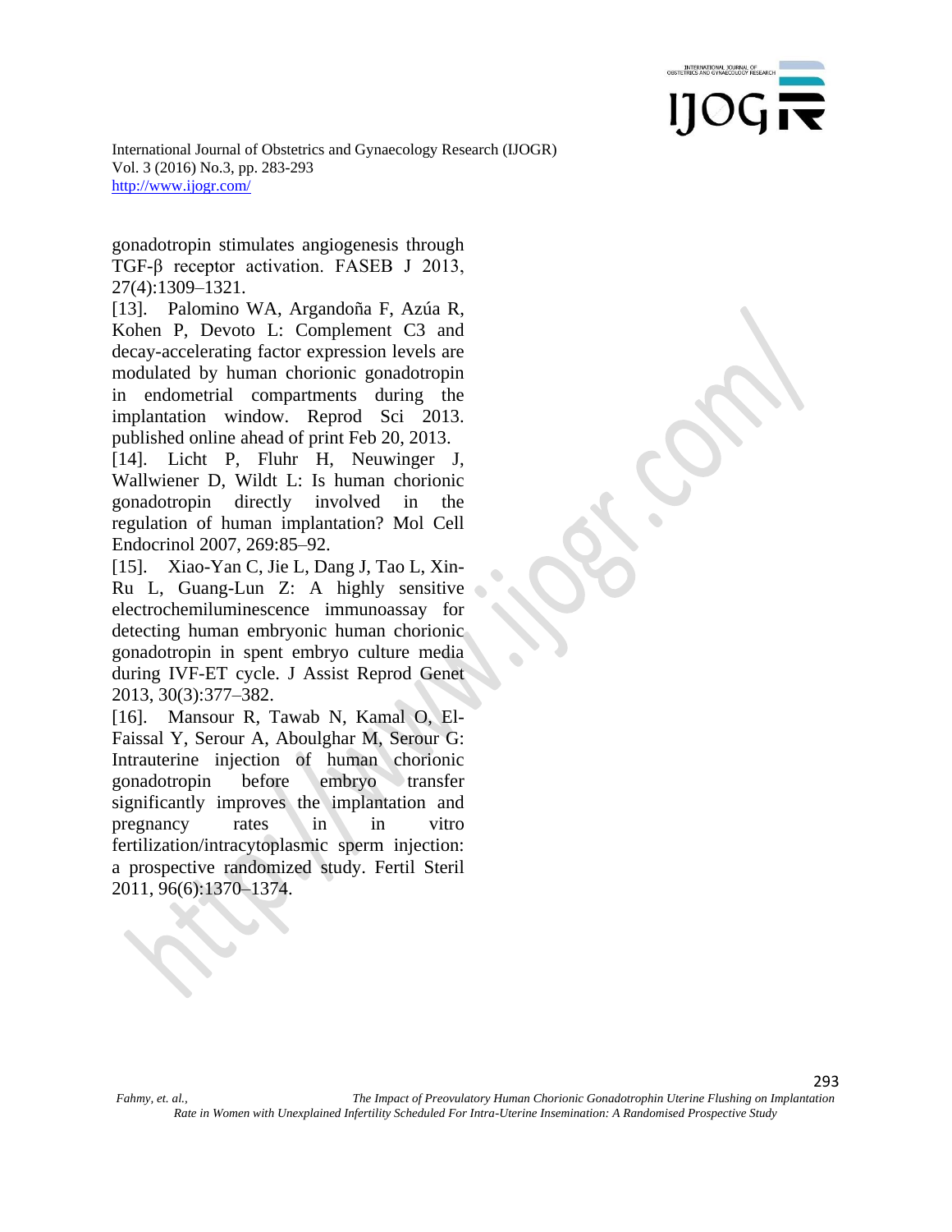gonadotropin stimulates angiogenesis through TGF-β receptor activation. FASEB J 2013, 27(4):1309–1321.

[13]. Palomino WA, Argandoña F, Azúa R, Kohen P, Devoto L: Complement C3 and decay-accelerating factor expression levels are modulated by human chorionic gonadotropin in endometrial compartments during the implantation window. Reprod Sci 2013. published online ahead of print Feb 20, 2013.

[14]. Licht P, Fluhr H, Neuwinger J, Wallwiener D, Wildt L: Is human chorionic gonadotropin directly involved in the regulation of human implantation? Mol Cell Endocrinol 2007, 269:85–92.

[15]. Xiao-Yan C, Jie L, Dang J, Tao L, Xin-Ru L, Guang-Lun Z: A highly sensitive electrochemiluminescence immunoassay for detecting human embryonic human chorionic gonadotropin in spent embryo culture media during IVF-ET cycle. J Assist Reprod Genet 2013, 30(3):377–382.

[16]. Mansour R, Tawab N, Kamal O, El-Faissal Y, Serour A, Aboulghar M, Serour G: Intrauterine injection of human chorionic gonadotropin before embryo transfer significantly improves the implantation and pregnancy rates in in vitro fertilization/intracytoplasmic sperm injection: a prospective randomized study. Fertil Steril 2011, 96(6):1370–1374.